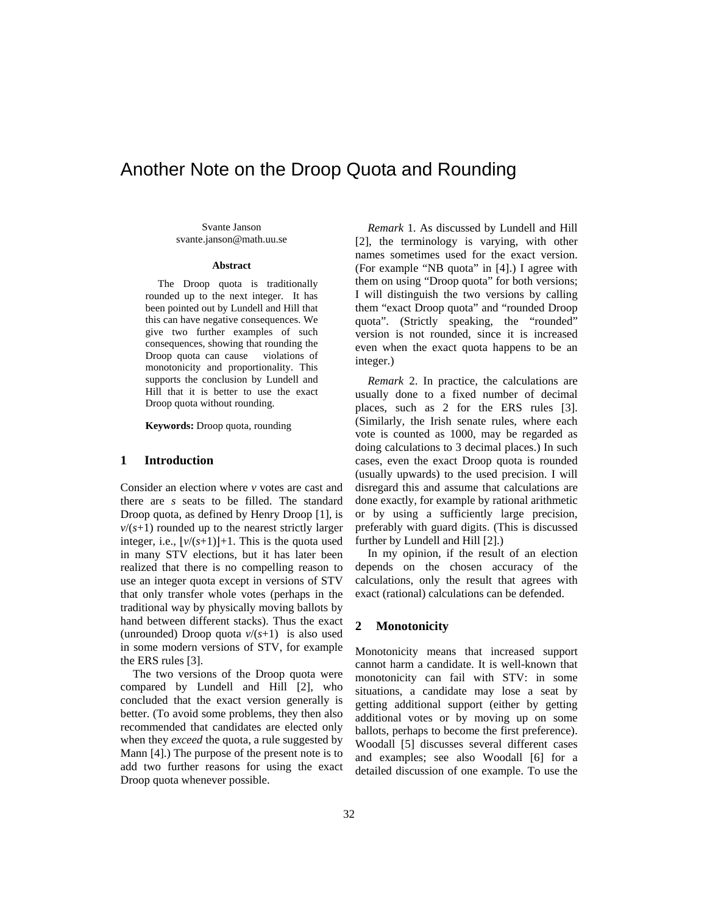# Another Note on the Droop Quota and Rounding

Svante Janson
svante.janson@math.uu.se

**Abstract**

The Droop quota is traditionally rounded up to the next integer. It has been pointed out by Lundell and Hill that this can have negative consequences. We give two further examples of such consequences, showing that rounding the Droop quota can cause violations of monotonicity and proportionality. This supports the conclusion by Lundell and Hill that it is better to use the exact Droop quota without rounding.

**Keywords:** Droop quota, rounding

## 1 Introduction

Consider an election where $v$ votes are cast and there are $s$ seats to be filled. The standard Droop quota, as defined by Henry Droop [1], is $v/(s+1)$ rounded up to the nearest strictly larger integer, i.e., $[v/(s+1)]+1$. This is the quota used in many STV elections, but it has later been realized that there is no compelling reason to use an integer quota except in versions of STV that only transfer whole votes (perhaps in the traditional way by physically moving ballots by hand between different stacks). Thus the exact (unrounded) Droop quota $v/(s+1)$ is also used in some modern versions of STV, for example the ERS rules [3].

The two versions of the Droop quota were compared by Lundell and Hill [2], who concluded that the exact version generally is better. (To avoid some problems, they then also recommended that candidates are elected only when they *exceed* the quota, a rule suggested by Mann [4].) The purpose of the present note is to add two further reasons for using the exact Droop quota whenever possible.

*Remark* 1. As discussed by Lundell and Hill [2], the terminology is varying, with other names sometimes used for the exact version. (For example "NB quota" in [4].) I agree with them on using "Droop quota" for both versions; I will distinguish the two versions by calling them "exact Droop quota" and "rounded Droop quota". (Strictly speaking, the "rounded" version is not rounded, since it is increased even when the exact quota happens to be an integer.)

*Remark* 2. In practice, the calculations are usually done to a fixed number of decimal places, such as 2 for the ERS rules [3]. (Similarly, the Irish senate rules, where each vote is counted as 1000, may be regarded as doing calculations to 3 decimal places.) In such cases, even the exact Droop quota is rounded (usually upwards) to the used precision. I will disregard this and assume that calculations are done exactly, for example by rational arithmetic or by using a sufficiently large precision, preferably with guard digits. (This is discussed further by Lundell and Hill [2].)

In my opinion, if the result of an election depends on the chosen accuracy of the calculations, only the result that agrees with exact (rational) calculations can be defended.

## 2 Monotonicity

Monotonicity means that increased support cannot harm a candidate. It is well-known that monotonicity can fail with STV: in some situations, a candidate may lose a seat by getting additional support (either by getting additional votes or by moving up on some ballots, perhaps to become the first preference). Woodall [5] discusses several different cases and examples; see also Woodall [6] for a detailed discussion of one example. To use the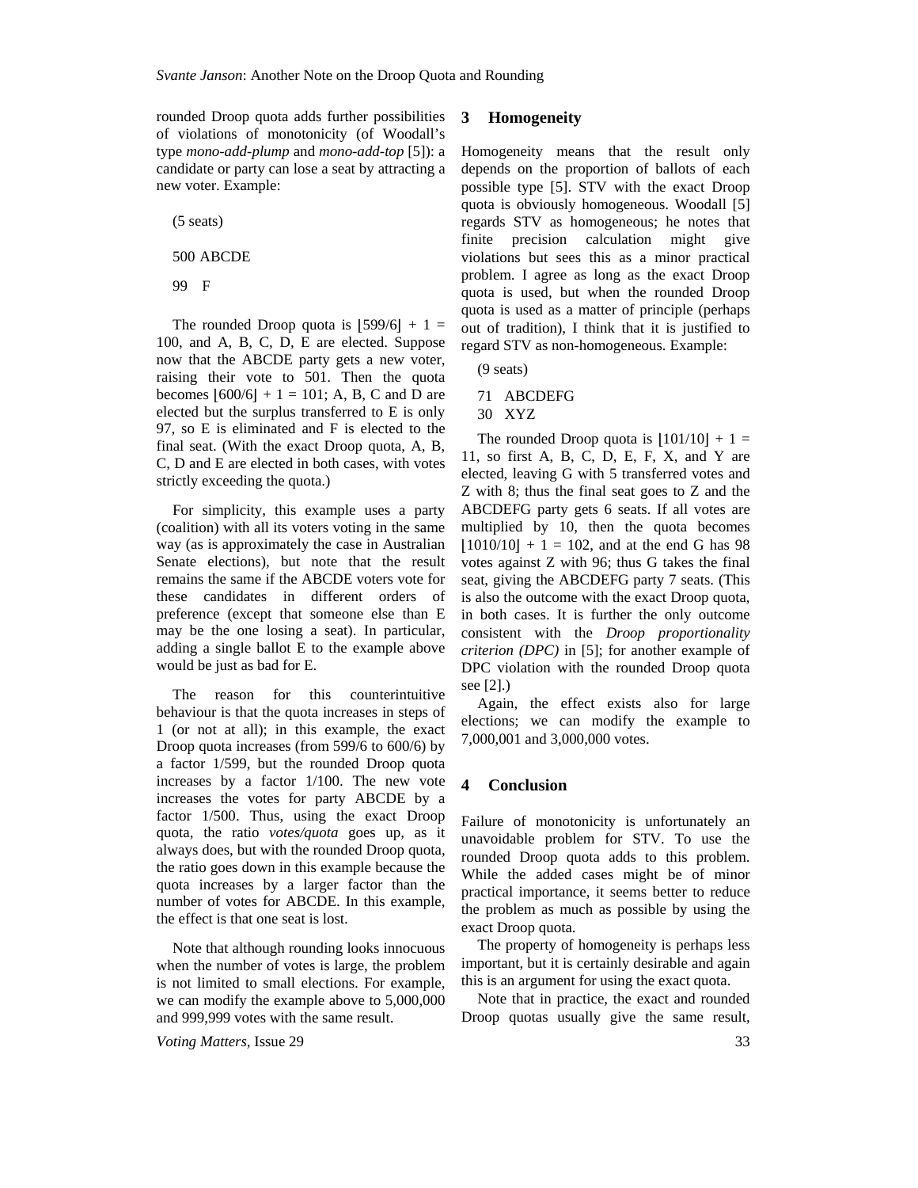rounded Droop quota adds further possibilities of violations of monotonicity (of Woodall's type *mono-add-plump* and *mono-add-top* [5]): a candidate or party can lose a seat by attracting a new voter. Example:

(5 seats)

500 ABCDE

99 F

The rounded Droop quota is $\lfloor 599/6 \rfloor + 1 = 100$, and A, B, C, D, E are elected. Suppose now that the ABCDE party gets a new voter, raising their vote to 501. Then the quota becomes $\lfloor 600/6 \rfloor + 1 = 101$; A, B, C and D are elected but the surplus transferred to E is only 97, so E is eliminated and F is elected to the final seat. (With the exact Droop quota, A, B, C, D and E are elected in both cases, with votes strictly exceeding the quota.)

For simplicity, this example uses a party (coalition) with all its voters voting in the same way (as is approximately the case in Australian Senate elections), but note that the result remains the same if the ABCDE voters vote for these candidates in different orders of preference (except that someone else than E may be the one losing a seat). In particular, adding a single ballot E to the example above would be just as bad for E.

The reason for this counterintuitive behaviour is that the quota increases in steps of 1 (or not at all); in this example, the exact Droop quota increases (from 599/6 to 600/6) by a factor 1/599, but the rounded Droop quota increases by a factor 1/100. The new vote increases the votes for party ABCDE by a factor 1/500. Thus, using the exact Droop quota, the ratio *votes/quota* goes up, as it always does, but with the rounded Droop quota, the ratio goes down in this example because the quota increases by a larger factor than the number of votes for ABCDE. In this example, the effect is that one seat is lost.

Note that although rounding looks innocuous when the number of votes is large, the problem is not limited to small elections. For example, we can modify the example above to 5,000,000 and 999,999 votes with the same result.

## 3 Homogeneity

Homogeneity means that the result only depends on the proportion of ballots of each possible type [5]. STV with the exact Droop quota is obviously homogeneous. Woodall [5] regards STV as homogeneous; he notes that finite precision calculation might give violations but sees this as a minor practical problem. I agree as long as the exact Droop quota is used, but when the rounded Droop quota is used as a matter of principle (perhaps out of tradition), I think that it is justified to regard STV as non-homogeneous. Example:

(9 seats)

71 ABCDEFG
30 XYZ

The rounded Droop quota is $\lfloor 101/10 \rfloor + 1 = 11$, so first A, B, C, D, E, F, X, and Y are elected, leaving G with 5 transferred votes and Z with 8; thus the final seat goes to Z and the ABCDEFG party gets 6 seats. If all votes are multiplied by 10, then the quota becomes $\lfloor 1010/10 \rfloor + 1 = 102$, and at the end G has 98 votes against Z with 96; thus G takes the final seat, giving the ABCDEFG party 7 seats. (This is also the outcome with the exact Droop quota, in both cases. It is further the only outcome consistent with the *Droop proportionality criterion (DPC)* in [5]; for another example of DPC violation with the rounded Droop quota see [2].)

Again, the effect exists also for large elections; we can modify the example to 7,000,001 and 3,000,000 votes.

## 4 Conclusion

Failure of monotonicity is unfortunately an unavoidable problem for STV. To use the rounded Droop quota adds to this problem. While the added cases might be of minor practical importance, it seems better to reduce the problem as much as possible by using the exact Droop quota.

The property of homogeneity is perhaps less important, but it is certainly desirable and again this is an argument for using the exact quota.

Note that in practice, the exact and rounded Droop quotas usually give the same result,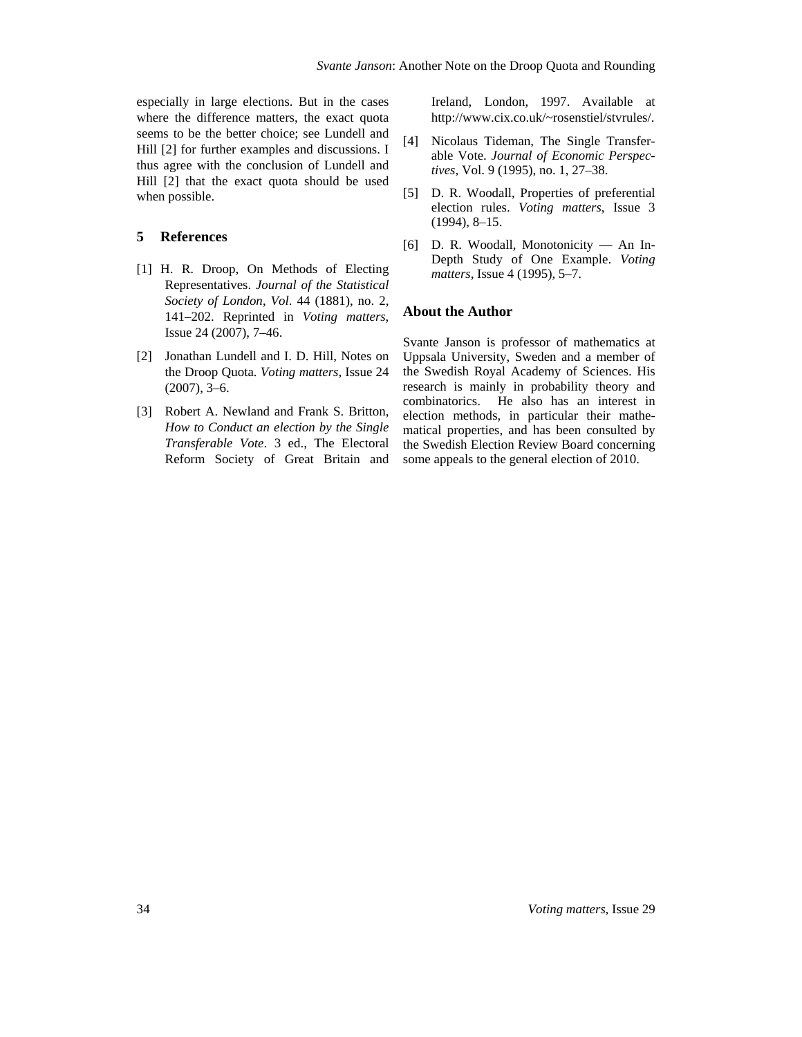especially in large elections. But in the cases where the difference matters, the exact quota seems to be the better choice; see Lundell and Hill [2] for further examples and discussions. I thus agree with the conclusion of Lundell and Hill [2] that the exact quota should be used when possible.

## 5 References

[1] H. R. Droop, On Methods of Electing Representatives. *Journal of the Statistical Society of London*, *Vol*. 44 (1881), no. 2, 141–202. Reprinted in *Voting matters*, Issue 24 (2007), 7–46.

[2] Jonathan Lundell and I. D. Hill, Notes on the Droop Quota. *Voting matters*, Issue 24 (2007), 3–6.

[3] Robert A. Newland and Frank S. Britton, *How to Conduct an election by the Single Transferable Vote*. 3 ed., The Electoral Reform Society of Great Britain and Ireland, London, 1997. Available at http://www.cix.co.uk/~rosenstiel/stvrules/.

[4] Nicolaus Tideman, The Single Transferable Vote. *Journal of Economic Perspectives*, Vol. 9 (1995), no. 1, 27–38.

[5] D. R. Woodall, Properties of preferential election rules. *Voting matters*, Issue 3 (1994), 8–15.

[6] D. R. Woodall, Monotonicity — An In-Depth Study of One Example. *Voting matters*, Issue 4 (1995), 5–7.

## About the Author

Svante Janson is professor of mathematics at Uppsala University, Sweden and a member of the Swedish Royal Academy of Sciences. His research is mainly in probability theory and combinatorics. He also has an interest in election methods, in particular their mathematical properties, and has been consulted by the Swedish Election Review Board concerning some appeals to the general election of 2010.